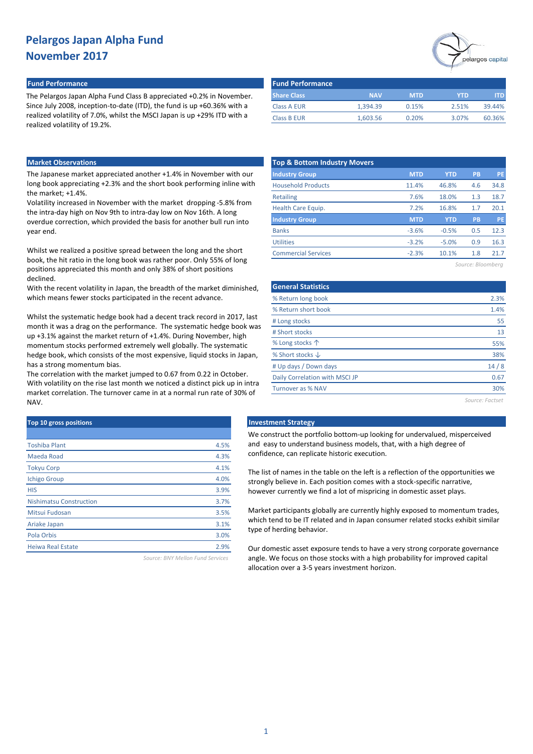# Pelargos Japan Alpha Fund
# November 2017

## Fund Performance

The Pelargos Japan Alpha Fund Class B appreciated +0.2% in November. Since July 2008, inception-to-date (ITD), the fund is up +60.36% with a realized volatility of 7.0%, whilst the MSCI Japan is up +29% ITD with a realized volatility of 19.2%.

| Share Class | NAV | MTD | YTD | ITD |
|---|---|---|---|---|
| Class A EUR | 1,394.39 | 0.15% | 2.51% | 39.44% |
| Class B EUR | 1,603.56 | 0.20% | 3.07% | 60.36% |

## Market Observations

The Japanese market appreciated another +1.4% in November with our long book appreciating +2.3% and the short book performing inline with the market; +1.4%.
Volatility increased in November with the market dropping -5.8% from the intra-day high on Nov 9th to intra-day low on Nov 16th. A long overdue correction, which provided the basis for another bull run into year end.

Whilst we realized a positive spread between the long and the short book, the hit ratio in the long book was rather poor. Only 55% of long positions appreciated this month and only 38% of short positions declined.
With the recent volatility in Japan, the breadth of the market diminished, which means fewer stocks participated in the recent advance.

Whilst the systematic hedge book had a decent track record in 2017, last month it was a drag on the performance. The systematic hedge book was up +3.1% against the market return of +1.4%. During November, high momentum stocks performed extremely well globally. The systematic hedge book, which consists of the most expensive, liquid stocks in Japan, has a strong momentum bias.
The correlation with the market jumped to 0.67 from 0.22 in October. With volatility on the rise last month we noticed a distinct pick up in intra market correlation. The turnover came in at a normal run rate of 30% of NAV.

## Top & Bottom Industry Movers

| Industry Group | MTD | YTD | PB | PE |
|---|---|---|---|---|
| Household Products | 11.4% | 46.8% | 4.6 | 34.8 |
| Retailing | 7.6% | 18.0% | 1.3 | 18.7 |
| Health Care Equip. | 7.2% | 16.8% | 1.7 | 20.1 |
| **Industry Group** | **MTD** | **YTD** | **PB** | **PE** |
| Banks | -3.6% | -0.5% | 0.5 | 12.3 |
| Utilities | -3.2% | -5.0% | 0.9 | 16.3 |
| Commercial Services | -2.3% | 10.1% | 1.8 | 21.7 |

*Source: Bloomberg*

## General Statistics

| | |
|---|---|
| % Return long book | 2.3% |
| % Return short book | 1.4% |
| # Long stocks | 55 |
| # Short stocks | 13 |
| % Long stocks ↑ | 55% |
| % Short stocks ↓ | 38% |
| # Up days / Down days | 14 / 8 |
| Daily Correlation with MSCI JP | 0.67 |
| Turnover as % NAV | 30% |

*Source: Factset*

## Top 10 gross positions

| | |
|---|---|
| Toshiba Plant | 4.5% |
| Maeda Road | 4.3% |
| Tokyu Corp | 4.1% |
| Ichigo Group | 4.0% |
| HIS | 3.9% |
| Nishimatsu Construction | 3.7% |
| Mitsui Fudosan | 3.5% |
| Ariake Japan | 3.1% |
| Pola Orbis | 3.0% |
| Heiwa Real Estate | 2.9% |

*Source: BNY Mellon Fund Services*

## Investment Strategy

We construct the portfolio bottom-up looking for undervalued, misperceived and easy to understand business models, that, with a high degree of confidence, can replicate historic execution.

The list of names in the table on the left is a reflection of the opportunities we strongly believe in. Each position comes with a stock-specific narrative, however currently we find a lot of mispricing in domestic asset plays.

Market participants globally are currently highly exposed to momentum trades, which tend to be IT related and in Japan consumer related stocks exhibit similar type of herding behavior.

Our domestic asset exposure tends to have a very strong corporate governance angle. We focus on those stocks with a high probability for improved capital allocation over a 3-5 years investment horizon.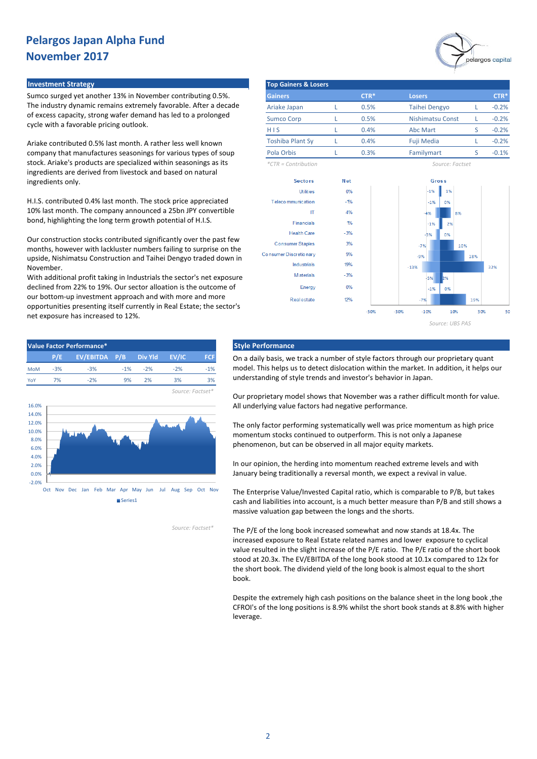# Pelargos Japan Alpha Fund
# November 2017

## Investment Strategy

Sumco surged yet another 13% in November contributing 0.5%. The industry dynamic remains extremely favorable. After a decade of excess capacity, strong wafer demand has led to a prolonged cycle with a favorable pricing outlook.

Ariake contributed 0.5% last month. A rather less well known company that manufactures seasonings for various types of soup stock. Ariake's products are specialized within seasonings as its ingredients are derived from livestock and based on natural ingredients only.

H.I.S. contributed 0.4% last month. The stock price appreciated 10% last month. The company announced a 25bn JPY convertible bond, highlighting the long term growth potential of H.I.S.

Our construction stocks contributed significantly over the past few months, however with lackluster numbers failing to surprise on the upside, Nishimatsu Construction and Taihei Dengyo traded down in November.
With additional profit taking in Industrials the sector's net exposure declined from 22% to 19%. Our sector alloation is the outcome of our bottom-up investment approach and with more and more opportunities presenting itself currently in Real Estate; the sector's net exposure has increased to 12%.

## Top Gainers & Losers

| Gainers | | CTR* | Losers | | CTR* |
|---|---|---|---|---|---|
| Ariake Japan | L | 0.5% | Taihei Dengyo | L | -0.2% |
| Sumco Corp | L | 0.5% | Nishimatsu Const | L | -0.2% |
| H I S | L | 0.4% | Abc Mart | S | -0.2% |
| Toshiba Plant Sy | L | 0.4% | Fuji Media | L | -0.2% |
| Pola Orbis | L | 0.3% | Familymart | S | -0.1% |

*CTR = Contribution

Source: Factset

| Sectors | Net | Gross (Short) | Gross (Long) |
|---|---|---|---|
| Utilities | 0% | -1% | 1% |
| Telecommunication | -1% | -1% | 0% |
| IT | 4% | -4% | 8% |
| Financials | 1% | -1% | 2% |
| Health Care | -3% | -3% | 0% |
| Consumer Staples | 3% | -7% | 10% |
| Consumer Discretionary | 9% | -9% | 18% |
| Industrials | 19% | -13% | 32% |
| Materials | -3% | -5% | 2% |
| Energy | 0% | -1% | 0% |
| Real estate | 12% | -7% | 19% |

Source: UBS PAS

## Value Factor Performance*

| | P/E | EV/EBITDA | P/B | Div Yld | EV/IC | FCF |
|---|---|---|---|---|---|---|
| MoM | -3% | -3% | -1% | -2% | -2% | -1% |
| YoY | 7% | -2% | 9% | 2% | 3% | 3% |

Source: Factset*

Source: Factset*

## Style Performance

On a daily basis, we track a number of style factors through our proprietary quant model. This helps us to detect dislocation within the market. In addition, it helps our understanding of style trends and investor's behavior in Japan.

Our proprietary model shows that November was a rather difficult month for value. All underlying value factors had negative performance.

The only factor performing systematically well was price momentum as high price momentum stocks continued to outperform. This is not only a Japanese phenomenon, but can be observed in all major equity markets.

In our opinion, the herding into momentum reached extreme levels and with January being traditionally a reversal month, we expect a revival in value.

The Enterprise Value/Invested Capital ratio, which is comparable to P/B, but takes cash and liabilities into account, is a much better measure than P/B and still shows a massive valuation gap between the longs and the shorts.

The P/E of the long book increased somewhat and now stands at 18.4x. The increased exposure to Real Estate related names and lower exposure to cyclical value resulted in the slight increase of the P/E ratio. The P/E ratio of the short book stood at 20.3x. The EV/EBITDA of the long book stood at 10.1x compared to 12x for the short book. The dividend yield of the long book is almost equal to the short book.

Despite the extremely high cash positions on the balance sheet in the long book ,the CFROI's of the long positions is 8.9% whilst the short book stands at 8.8% with higher leverage.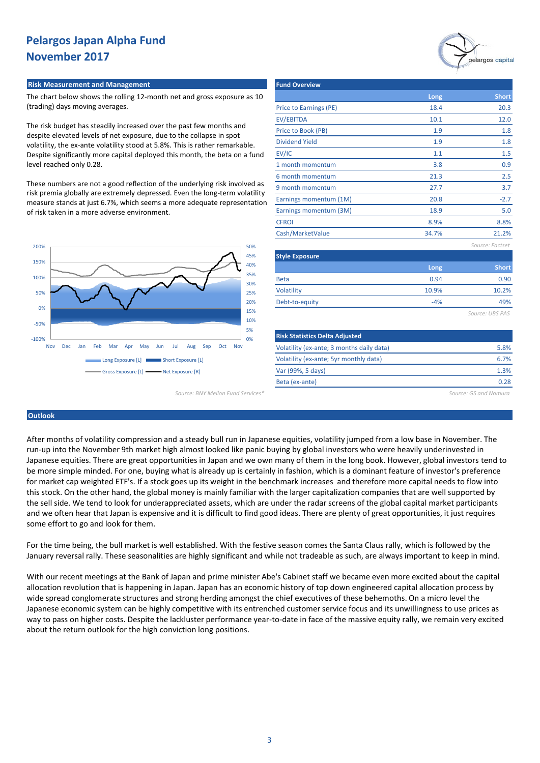# Pelargos Japan Alpha Fund
# November 2017

## Risk Measurement and Management

The chart below shows the rolling 12-month net and gross exposure as 10 (trading) days moving averages.

The risk budget has steadily increased over the past few months and despite elevated levels of net exposure, due to the collapse in spot volatility, the ex-ante volatility stood at 5.8%. This is rather remarkable. Despite significantly more capital deployed this month, the beta on a fund level reached only 0.28.

These numbers are not a good reflection of the underlying risk involved as risk premia globally are extremely depressed. Even the long-term volatility measure stands at just 6.7%, which seems a more adequate representation of risk taken in a more adverse environment.

Long Exposure [L] | Short Exposure [L] | Gross Exposure [L] | Net Exposure [R]

*Source: BNY Mellon Fund Services**

## Fund Overview

| | Long | Short |
|---|---|---|
| Price to Earnings (PE) | 18.4 | 20.3 |
| EV/EBITDA | 10.1 | 12.0 |
| Price to Book (PB) | 1.9 | 1.8 |
| Dividend Yield | 1.9 | 1.8 |
| EV/IC | 1.1 | 1.5 |
| 1 month momentum | 3.8 | 0.9 |
| 6 month momentum | 21.3 | 2.5 |
| 9 month momentum | 27.7 | 3.7 |
| Earnings momentum (1M) | 20.8 | -2.7 |
| Earnings momentum (3M) | 18.9 | 5.0 |
| CFROI | 8.9% | 8.8% |
| Cash/MarketValue | 34.7% | 21.2% |

*Source: Factset*

## Style Exposure

| | Long | Short |
|---|---|---|
| Beta | 0.94 | 0.90 |
| Volatility | 10.9% | 10.2% |
| Debt-to-equity | -4% | 49% |

*Source: UBS PAS*

## Risk Statistics Delta Adjusted

| | |
|---|---|
| Volatility (ex-ante; 3 months daily data) | 5.8% |
| Volatility (ex-ante; 5yr monthly data) | 6.7% |
| Var (99%, 5 days) | 1.3% |
| Beta (ex-ante) | 0.28 |

*Source: GS and Nomura*

## Outlook

After months of volatility compression and a steady bull run in Japanese equities, volatility jumped from a low base in November. The run-up into the November 9th market high almost looked like panic buying by global investors who were heavily underinvested in Japanese equities. There are great opportunities in Japan and we own many of them in the long book. However, global investors tend to be more simple minded. For one, buying what is already up is certainly in fashion, which is a dominant feature of investor's preference for market cap weighted ETF's. If a stock goes up its weight in the benchmark increases and therefore more capital needs to flow into this stock. On the other hand, the global money is mainly familiar with the larger capitalization companies that are well supported by the sell side. We tend to look for underappreciated assets, which are under the radar screens of the global capital market participants and we often hear that Japan is expensive and it is difficult to find good ideas. There are plenty of great opportunities, it just requires some effort to go and look for them.

For the time being, the bull market is well established. With the festive season comes the Santa Claus rally, which is followed by the January reversal rally. These seasonalities are highly significant and while not tradeable as such, are always important to keep in mind.

With our recent meetings at the Bank of Japan and prime minister Abe's Cabinet staff we became even more excited about the capital allocation revolution that is happening in Japan. Japan has an economic history of top down engineered capital allocation process by wide spread conglomerate structures and strong herding amongst the chief executives of these behemoths. On a micro level the Japanese economic system can be highly competitive with its entrenched customer service focus and its unwillingness to use prices as way to pass on higher costs. Despite the lackluster performance year-to-date in face of the massive equity rally, we remain very excited about the return outlook for the high conviction long positions.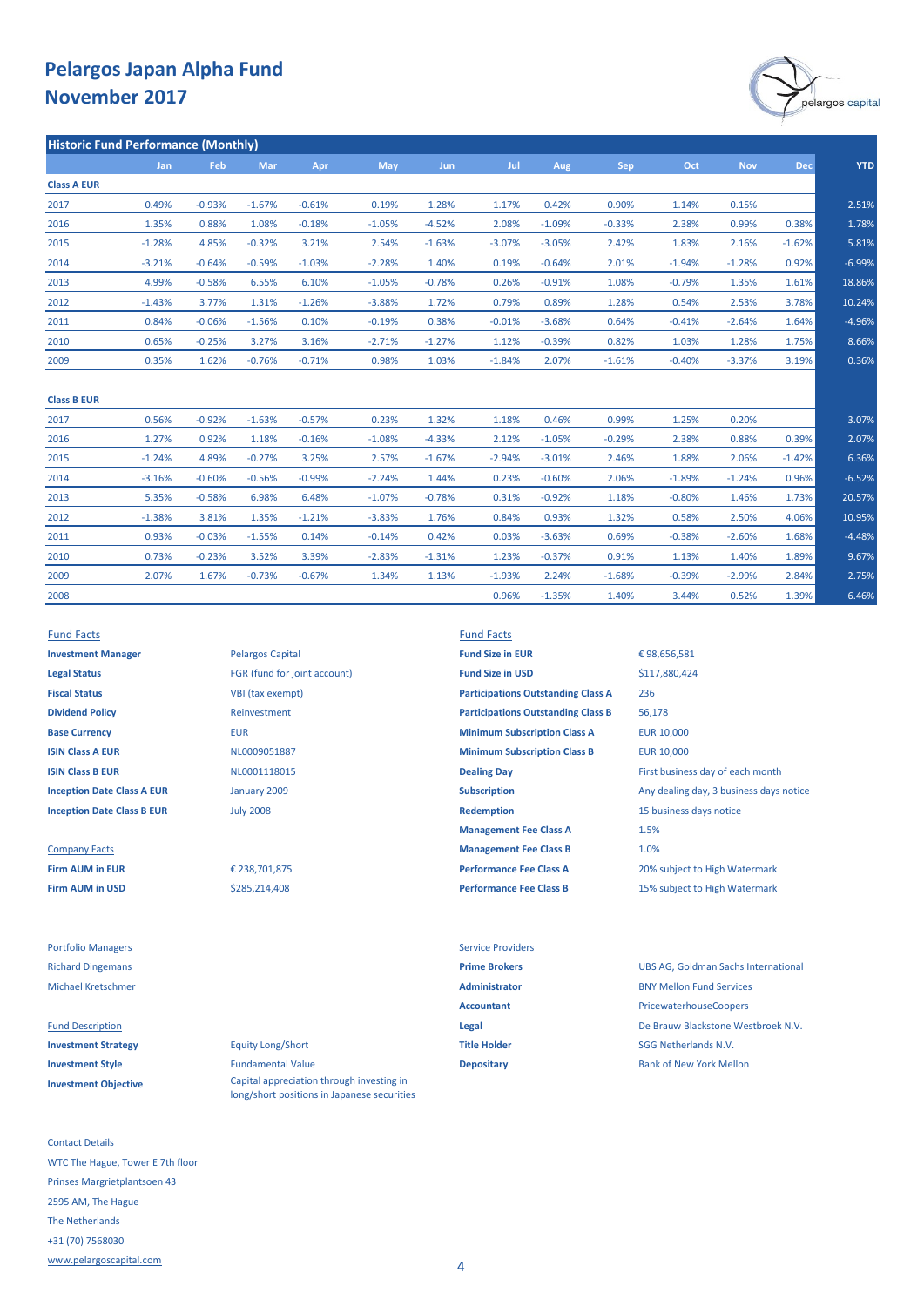# Pelargos Japan Alpha Fund
# November 2017

## Historic Fund Performance (Monthly)

| | Jan | Feb | Mar | Apr | May | Jun | Jul | Aug | Sep | Oct | Nov | Dec | YTD |
|---|---|---|---|---|---|---|---|---|---|---|---|---|---|
| **Class A EUR** | | | | | | | | | | | | | |
| 2017 | 0.49% | -0.93% | -1.67% | -0.61% | 0.19% | 1.28% | 1.17% | 0.42% | 0.90% | 1.14% | 0.15% | | 2.51% |
| 2016 | 1.35% | 0.88% | 1.08% | -0.18% | -1.05% | -4.52% | 2.08% | -1.09% | -0.33% | 2.38% | 0.99% | 0.38% | 1.78% |
| 2015 | -1.28% | 4.85% | -0.32% | 3.21% | 2.54% | -1.63% | -3.07% | -3.05% | 2.42% | 1.83% | 2.16% | -1.62% | 5.81% |
| 2014 | -3.21% | -0.64% | -0.59% | -1.03% | -2.28% | 1.40% | 0.19% | -0.64% | 2.01% | -1.94% | -1.28% | 0.92% | -6.99% |
| 2013 | 4.99% | -0.58% | 6.55% | 6.10% | -1.05% | -0.78% | 0.26% | -0.91% | 1.08% | -0.79% | 1.35% | 1.61% | 18.86% |
| 2012 | -1.43% | 3.77% | 1.31% | -1.26% | -3.88% | 1.72% | 0.79% | 0.89% | 1.28% | 0.54% | 2.53% | 3.78% | 10.24% |
| 2011 | 0.84% | -0.06% | -1.56% | 0.10% | -0.19% | 0.38% | -0.01% | -3.68% | 0.64% | -0.41% | -2.64% | 1.64% | -4.96% |
| 2010 | 0.65% | -0.25% | 3.27% | 3.16% | -2.71% | -1.27% | 1.12% | -0.39% | 0.82% | 1.03% | 1.28% | 1.75% | 8.66% |
| 2009 | 0.35% | 1.62% | -0.76% | -0.71% | 0.98% | 1.03% | -1.84% | 2.07% | -1.61% | -0.40% | -3.37% | 3.19% | 0.36% |
| **Class B EUR** | | | | | | | | | | | | | |
| 2017 | 0.56% | -0.92% | -1.63% | -0.57% | 0.23% | 1.32% | 1.18% | 0.46% | 0.99% | 1.25% | 0.20% | | 3.07% |
| 2016 | 1.27% | 0.92% | 1.18% | -0.16% | -1.08% | -4.33% | 2.12% | -1.05% | -0.29% | 2.38% | 0.88% | 0.39% | 2.07% |
| 2015 | -1.24% | 4.89% | -0.27% | 3.25% | 2.57% | -1.67% | -2.94% | -3.01% | 2.46% | 1.88% | 2.06% | -1.42% | 6.36% |
| 2014 | -3.16% | -0.60% | -0.56% | -0.99% | -2.24% | 1.44% | 0.23% | -0.60% | 2.06% | -1.89% | -1.24% | 0.96% | -6.52% |
| 2013 | 5.35% | -0.58% | 6.98% | 6.48% | -1.07% | -0.78% | 0.31% | -0.92% | 1.18% | -0.80% | 1.46% | 1.73% | 20.57% |
| 2012 | -1.38% | 3.81% | 1.35% | -1.21% | -3.83% | 1.76% | 0.84% | 0.93% | 1.32% | 0.58% | 2.50% | 4.06% | 10.95% |
| 2011 | 0.93% | -0.03% | -1.55% | 0.14% | -0.14% | 0.42% | 0.03% | -3.63% | 0.69% | -0.38% | -2.60% | 1.68% | -4.48% |
| 2010 | 0.73% | -0.23% | 3.52% | 3.39% | -2.83% | -1.31% | 1.23% | -0.37% | 0.91% | 1.13% | 1.40% | 1.89% | 9.67% |
| 2009 | 2.07% | 1.67% | -0.73% | -0.67% | 1.34% | 1.13% | -1.93% | 2.24% | -1.68% | -0.39% | -2.99% | 2.84% | 2.75% |
| 2008 | | | | | | | 0.96% | -1.35% | 1.40% | 3.44% | 0.52% | 1.39% | 6.46% |

## Fund Facts

| | |
|---|---|
| **Investment Manager** | Pelargos Capital |
| **Legal Status** | FGR (fund for joint account) |
| **Fiscal Status** | VBI (tax exempt) |
| **Dividend Policy** | Reinvestment |
| **Base Currency** | EUR |
| **ISIN Class A EUR** | NL0009051887 |
| **ISIN Class B EUR** | NL0001118015 |
| **Inception Date Class A EUR** | January 2009 |
| **Inception Date Class B EUR** | July 2008 |

## Company Facts

| | |
|---|---|
| **Firm AUM in EUR** | € 238,701,875 |
| **Firm AUM in USD** | $285,214,408 |

## Fund Facts

| | |
|---|---|
| **Fund Size in EUR** | € 98,656,581 |
| **Fund Size in USD** | $117,880,424 |
| **Participations Outstanding Class A** | 236 |
| **Participations Outstanding Class B** | 56,178 |
| **Minimum Subscription Class A** | EUR 10,000 |
| **Minimum Subscription Class B** | EUR 10,000 |
| **Dealing Day** | First business day of each month |
| **Subscription** | Any dealing day, 3 business days notice |
| **Redemption** | 15 business days notice |
| **Management Fee Class A** | 1.5% |
| **Management Fee Class B** | 1.0% |
| **Performance Fee Class A** | 20% subject to High Watermark |
| **Performance Fee Class B** | 15% subject to High Watermark |

## Portfolio Managers

Richard Dingemans

Michael Kretschmer

## Fund Description

| | |
|---|---|
| **Investment Strategy** | Equity Long/Short |
| **Investment Style** | Fundamental Value |
| **Investment Objective** | Capital appreciation through investing in long/short positions in Japanese securities |

## Service Providers

| | |
|---|---|
| **Prime Brokers** | UBS AG, Goldman Sachs International |
| **Administrator** | BNY Mellon Fund Services |
| **Accountant** | PricewaterhouseCoopers |
| **Legal** | De Brauw Blackstone Westbroek N.V. |
| **Title Holder** | SGG Netherlands N.V. |
| **Depositary** | Bank of New York Mellon |

## Contact Details

WTC The Hague, Tower E 7th floor
Prinses Margrietplantsoen 43
2595 AM, The Hague
The Netherlands
+31 (70) 7568030
www.pelargoscapital.com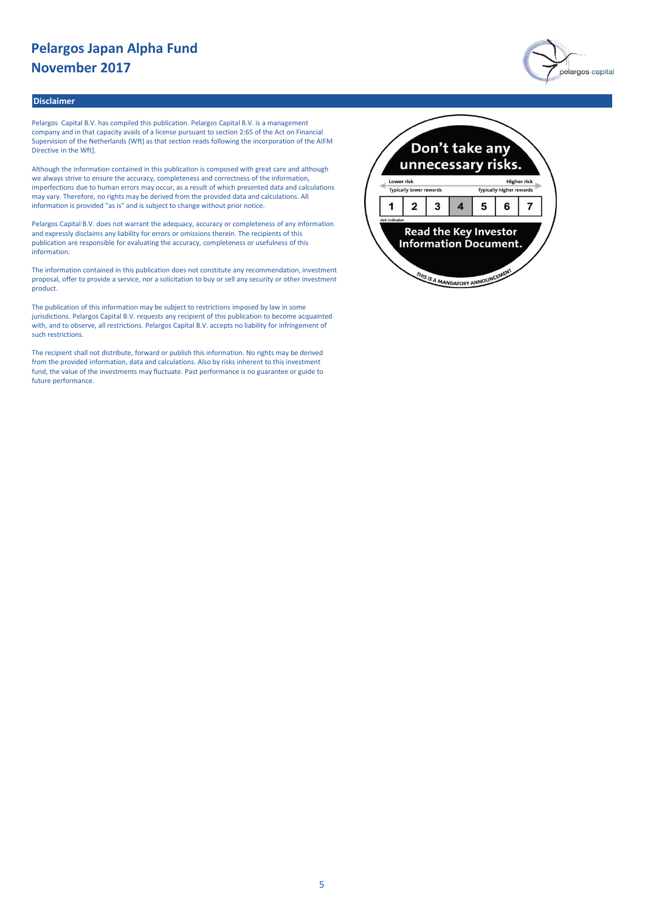# Pelargos Japan Alpha Fund
# November 2017

## Disclaimer

Pelargos Capital B.V. has compiled this publication. Pelargos Capital B.V. is a management company and in that capacity avails of a license pursuant to section 2:65 of the Act on Financial Supervision of the Netherlands (Wft) as that section reads following the incorporation of the AIFM Directive in the Wft].

Although the information contained in this publication is composed with great care and although we always strive to ensure the accuracy, completeness and correctness of the information, imperfections due to human errors may occur, as a result of which presented data and calculations may vary. Therefore, no rights may be derived from the provided data and calculations. All information is provided "as is" and is subject to change without prior notice.

Pelargos Capital B.V. does not warrant the adequacy, accuracy or completeness of any information and expressly disclaims any liability for errors or omissions therein. The recipients of this publication are responsible for evaluating the accuracy, completeness or usefulness of this information.

The information contained in this publication does not constitute any recommendation, investment proposal, offer to provide a service, nor a solicitation to buy or sell any security or other investment product.

The publication of this information may be subject to restrictions imposed by law in some jurisdictions. Pelargos Capital B.V. requests any recipient of this publication to become acquainted with, and to observe, all restrictions. Pelargos Capital B.V. accepts no liability for infringement of such restrictions.

The recipient shall not distribute, forward or publish this information. No rights may be derived from the provided information, data and calculations. Also by risks inherent to this investment fund, the value of the investments may fluctuate. Past performance is no guarantee or guide to future performance.

Don't take any unnecessary risks.

Lower risk
Typically lower rewards

Higher risk
Typically higher rewards

1 2 3 4 5 6 7

risk indicator

Read the Key Investor Information Document.

THIS IS A MANDATORY ANNOUNCEMENT